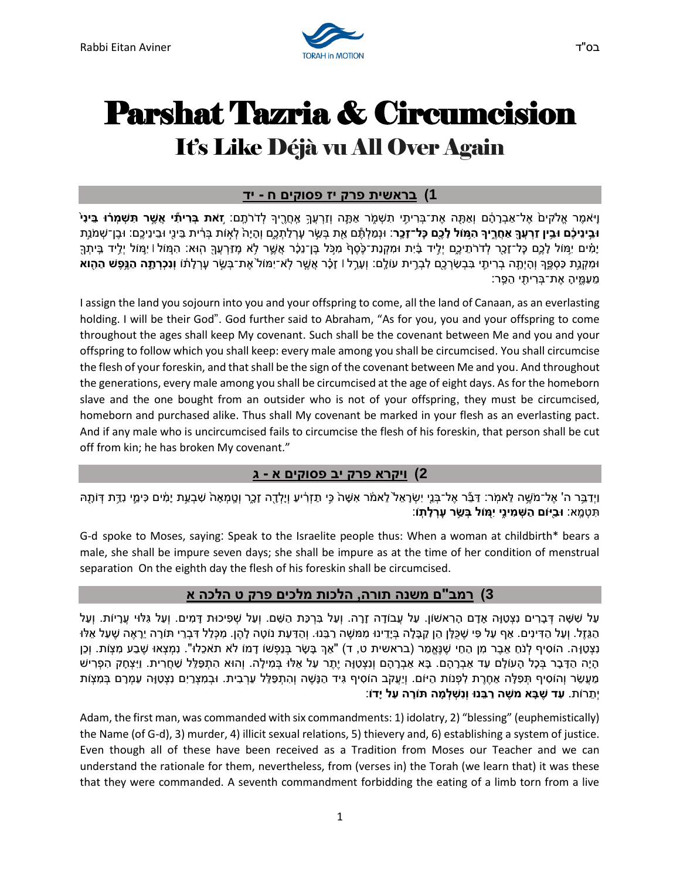# Parshat Tazria & Circumcision

## It's Like Déjà vu All Over Again

### 1) בראשית פרק יז פסוקים ח - יד

וַיֹּאמֶר אֱלֹקִים֙ אֶל־אַבְרָהָ֔ם וְאַתָּ֖ה אֶת־בְּרִיתִ֣י תִשְׁמֹ֑ר אַתָּ֛ה וְזַרְעֲךָ֥ אַחֲרֶ֖יךָ לְדֹרֹתָֽם: **זֹ֣את בְּרִיתִ֞י אֲשֶׁ֣ר תִּשְׁמְר֗וּ בֵּינִי֙ וּבֵ֣ינֵיכֶ֔ם וּבֵ֥ין זַרְעֲךָ֖ אַחֲרֶ֑יךָ הִמּ֥וֹל לָכֶ֖ם כָּל־זָכָֽר**: וּנְמַלְתֶּ֕ם אֵ֖ת בְּשַׂ֣ר עָרְלַתְכֶ֑ם וְהָיָה֙ לְא֣וֹת בְּרִ֔ית בֵּינִ֖י וּבֵינֵיכֶֽם: וּבֶן־שְׁמֹנַ֣ת יָמִ֗ים יִמּ֥וֹל לָכֶ֛ם כָּל־זָכָ֖ר לְדֹרֹתֵיכֶ֑ם יְלִ֣יד בָּ֔יִת וּמִקְנַת־כֶּ֙סֶף֙ מִכֹּ֣ל בֶּן־נֵכָ֔ר אֲשֶׁ֛ר לֹ֥א מִֽזַּרְעֲךָ֖ הֽוּא: הִמּ֧וֹל ׀ יִמּ֛וֹל יְלִ֥יד בֵּיתְךָ֖ וּמִקְנַ֣ת כַּסְפֶּ֑ךָ וְהָיְתָ֧ה בְרִיתִ֛י בִּבְשַׂרְכֶ֖ם לִבְרִ֥ית עוֹלָֽם: וְעָרֵ֣ל ׀ זָכָ֗ר אֲשֶׁ֤ר לֹֽא־יִמּוֹל֙ אֶת־בְּשַׂ֣ר עָרְלָת֔וֹ **וְנִכְרְתָ֛ה הַנֶּ֥פֶשׁ הַהִ֖וא** מֵעַמֶּ֑יהָ אֶת־בְּרִיתִ֖י הֵפַֽר:

I assign the land you sojourn into you and your offspring to come, all the land of Canaan, as an everlasting holding. I will be their God". God further said to Abraham, "As for you, you and your offspring to come throughout the ages shall keep My covenant. Such shall be the covenant between Me and you and your offspring to follow which you shall keep: every male among you shall be circumcised. You shall circumcise the flesh of your foreskin, and that shall be the sign of the covenant between Me and you. And throughout the generations, every male among you shall be circumcised at the age of eight days. As for the homeborn slave and the one bought from an outsider who is not of your offspring, they must be circumcised, homeborn and purchased alike. Thus shall My covenant be marked in your flesh as an everlasting pact. And if any male who is uncircumcised fails to circumcise the flesh of his foreskin, that person shall be cut off from kin; he has broken My covenant."

### 2) ויקרא פרק יב פסוקים א - ג

וַיְדַבֵּ֥ר ה' אֶל־מֹשֶׁ֥ה לֵּאמֹֽר: דַּבֵּ֞ר אֶל־בְּנֵ֤י יִשְׂרָאֵל֙ לֵאמֹ֔ר אִשָּׁה֙ כִּ֣י תַזְרִ֔יעַ וְיָלְדָ֖ה זָכָ֑ר וְטָֽמְאָה֙ שִׁבְעַ֣ת יָמִ֔ים כִּימֵ֛י נִדַּ֥ת דְּוֺתָ֖הּ תִּטְמָֽא: **וּבַיּ֖וֹם הַשְּׁמִינִ֑י יִמּ֖וֹל בְּשַׂ֥ר עָרְלָתֽוֹ**:

G-d spoke to Moses, saying: Speak to the Israelite people thus: When a woman at childbirth* bears a male, she shall be impure seven days; she shall be impure as at the time of her condition of menstrual separation On the eighth day the flesh of his foreskin shall be circumcised.

### 3) רמב"ם משנה תורה, הלכות מלכים פרק ט הלכה א

עַל שִׁשָּׁה דְּבָרִים נִצְטַוָּה אָדָם הָרִאשׁוֹן. עַל עֲבוֹדָה זָרָה. וְעַל בִּרְכַּת הַשֵּׁם. וְעַל שְׁפִיכוּת דָּמִים. וְעַל גִּלּוּי עֲרָיוֹת. וְעַל הַגֵּזֶל. וְעַל הַדִּינִים. אַף עַל פִּי שֶׁכֻּלָּן הֵן קַבָּלָה בְּיָדֵינוּ מִמּשֶׁה רַבֵּנוּ. וְהַדַּעַת נוֹטָה לָהֶן. מִכְּלַל דִּבְרֵי תּוֹרָה יֵרָאֶה שֶׁעַל אֵלּוּ נִצְטַוָּה. הוֹסִיף לְנֹחַ אֵבֶר מִן הַחַי שֶׁנֶּאֱמַר (בראשית ט, ד) "אַךְ בָּשָׂר בְּנַפְשׁוֹ דָמוֹ לֹא תֹאכֵלוּ". נִמְצְאוּ שֶׁבַע מִצְוֹת. וְכֵן הָיָה הַדָּבָר בְּכָל הָעוֹלָם עַד אַבְרָהָם. בָּא אַבְרָהָם וְנִצְטַוָּה יֶתֶר עַל אֵלּוּ בְּמִילָה. וְהוּא הִתְפַּלֵּל שַׁחֲרִית. וְיִצְחָק הִפְרִישׁ מַעֲשֵׂר וְהוֹסִיף תְּפִלָּה אַחֶרֶת לִפְנוֹת הַיּוֹם. וְיַעֲקֹב הוֹסִיף גִּיד הַנָּשֶׁה וְהִתְפַּלֵּל עַרְבִית. וּבְמִצְרַיִם נִצְטַוָּה עַמְרָם בְּמִצְוֹת יְתֵרוֹת. **עַד שֶׁבָּא משֶׁה רַבֵּנוּ וְנִשְׁלְמָה תּוֹרָה עַל יָדוֹ**:

Adam, the first man, was commanded with six commandments: 1) idolatry, 2) "blessing" (euphemistically) the Name (of G-d), 3) murder, 4) illicit sexual relations, 5) thievery and, 6) establishing a system of justice. Even though all of these have been received as a Tradition from Moses our Teacher and we can understand the rationale for them, nevertheless, from (verses in) the Torah (we learn that) it was these that they were commanded. A seventh commandment forbidding the eating of a limb torn from a live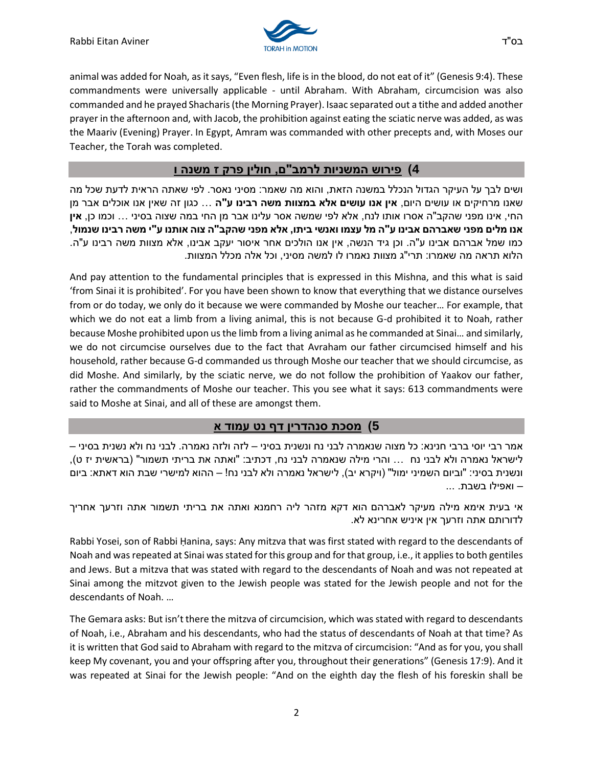animal was added for Noah, as it says, "Even flesh, life is in the blood, do not eat of it" (Genesis 9:4). These commandments were universally applicable - until Abraham. With Abraham, circumcision was also commanded and he prayed Shacharis (the Morning Prayer). Isaac separated out a tithe and added another prayer in the afternoon and, with Jacob, the prohibition against eating the sciatic nerve was added, as was the Maariv (Evening) Prayer. In Egypt, Amram was commanded with other precepts and, with Moses our Teacher, the Torah was completed.

## 4) פירוש המשניות לרמב"ם, חולין פרק ז משנה ו

ושים לבך על העיקר הגדול הנכלל במשנה הזאת, והוא מה שאמר: מסיני נאסר. לפי שאתה הראית לדעת שכל מה שאנו מרחיקים או עושים היום, **אין אנו עושים אלא במצוות משה רבינו ע"ה** ... כגון זה שאין אנו אוכלים אבר מן החי, אינו מפני שהקב"ה אסרו אותו לנח, אלא לפי שמשה אסר עלינו אבר מן החי במה שצוה בסיני ... וכמו כן, **אין אנו מלים מפני שאברהם אבינו ע"ה מל עצמו ואנשי ביתו, אלא מפני שהקב"ה צוה אותנו ע"י משה רבינו שנמול**, כמו שמל אברהם אבינו ע"ה. וכן גיד הנשה, אין אנו הולכים אחר איסור יעקב אבינו, אלא מצוות משה רבינו ע"ה. הלוא תראה מה שאמרו: תרי"ג מצוות נאמרו לו למשה מסיני, וכל אלה מכלל המצוות.

And pay attention to the fundamental principles that is expressed in this Mishna, and this what is said 'from Sinai it is prohibited'. For you have been shown to know that everything that we distance ourselves from or do today, we only do it because we were commanded by Moshe our teacher… For example, that which we do not eat a limb from a living animal, this is not because G-d prohibited it to Noah, rather because Moshe prohibited upon us the limb from a living animal as he commanded at Sinai… and similarly, we do not circumcise ourselves due to the fact that Avraham our father circumcised himself and his household, rather because G-d commanded us through Moshe our teacher that we should circumcise, as did Moshe. And similarly, by the sciatic nerve, we do not follow the prohibition of Yaakov our father, rather the commandments of Moshe our teacher. This you see what it says: 613 commandments were said to Moshe at Sinai, and all of these are amongst them.

## 5) מסכת סנהדרין דף נט עמוד א

אמר רבי יוסי ברבי חנינא: כל מצוה שנאמרה לבני נח ונשנית בסיני – לזה ולזה נאמרה. לבני נח ולא נשנית בסיני – לישראל נאמרה ולא לבני נח ... והרי מילה שנאמרה לבני נח, דכתיב: "ואתה את בריתי תשמור" (בראשית יז ט), ונשנית בסיני: "וביום השמיני ימול" (ויקרא יב), לישראל נאמרה ולא לבני נח! – ההוא למישרי שבת הוא דאתא: ביום – ואפילו בשבת. ...

אי בעית אימא מילה מעיקר לאברהם הוא דקא מזהר ליה רחמנא ואתה את בריתי תשמור אתה וזרעך אחריך לדורותם אתה וזרעך אין איניש אחרינא לא.

Rabbi Yosei, son of Rabbi Ḥanina, says: Any mitzva that was first stated with regard to the descendants of Noah and was repeated at Sinai was stated for this group and for that group, i.e., it applies to both gentiles and Jews. But a mitzva that was stated with regard to the descendants of Noah and was not repeated at Sinai among the mitzvot given to the Jewish people was stated for the Jewish people and not for the descendants of Noah. …

The Gemara asks: But isn't there the mitzva of circumcision, which was stated with regard to descendants of Noah, i.e., Abraham and his descendants, who had the status of descendants of Noah at that time? As it is written that God said to Abraham with regard to the mitzva of circumcision: "And as for you, you shall keep My covenant, you and your offspring after you, throughout their generations" (Genesis 17:9). And it was repeated at Sinai for the Jewish people: "And on the eighth day the flesh of his foreskin shall be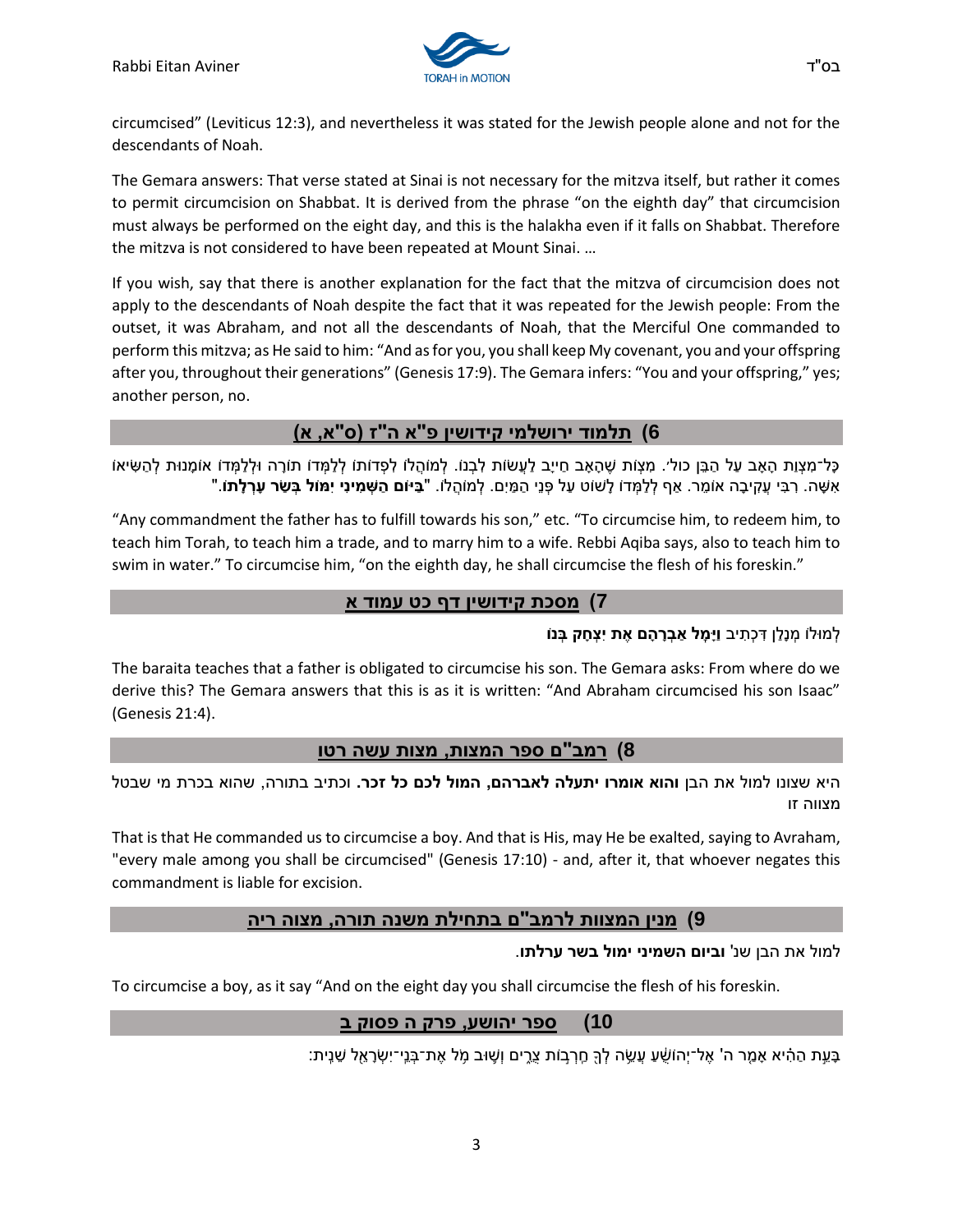circumcised" (Leviticus 12:3), and nevertheless it was stated for the Jewish people alone and not for the descendants of Noah.

The Gemara answers: That verse stated at Sinai is not necessary for the mitzva itself, but rather it comes to permit circumcision on Shabbat. It is derived from the phrase "on the eighth day" that circumcision must always be performed on the eight day, and this is the halakha even if it falls on Shabbat. Therefore the mitzva is not considered to have been repeated at Mount Sinai. …

If you wish, say that there is another explanation for the fact that the mitzva of circumcision does not apply to the descendants of Noah despite the fact that it was repeated for the Jewish people: From the outset, it was Abraham, and not all the descendants of Noah, that the Merciful One commanded to perform this mitzva; as He said to him: "And as for you, you shall keep My covenant, you and your offspring after you, throughout their generations" (Genesis 17:9). The Gemara infers: "You and your offspring," yes; another person, no.

## 6) תלמוד ירושלמי קידושין פ"א ה"ז (ס"א, א)

כָּל־מִצְוַת הָאָב עַל הַבֵּן כול'. מִצְוֹת שֶׁהָאָב חַייָב לַעֲשׂוֹת לִבְנוֹ. לְמוֹהֲלוֹ לִפְדוֹתוֹ לְלַמְּדוֹ תוֹרָה וּלְלַמְּדוֹ אוּמָנוּת לְהַשִּׂיאוֹ אִשָּׁה. רִבִּי עֲקִיבָה אוֹמֵר. אַף לְלַמְּדוֹ לָשׁוּט עַל פְּנֵי הַמַּיִם. לְמוֹהֲלוֹ. "**בַּיּוֹם הַשְּׁמִינִי יִמּוֹל בְּשַׂר עָרְלָתוֹ**."

"Any commandment the father has to fulfill towards his son," etc. "To circumcise him, to redeem him, to teach him Torah, to teach him a trade, and to marry him to a wife. Rebbi Aqiba says, also to teach him to swim in water." To circumcise him, "on the eighth day, he shall circumcise the flesh of his foreskin."

## 7) מסכת קידושין דף כט עמוד א

לְמוּלוֹ מְנָלַן דִּכְתִיב **וַיָּמָל אַבְרָהָם אֶת יִצְחָק בְּנוֹ**

The baraita teaches that a father is obligated to circumcise his son. The Gemara asks: From where do we derive this? The Gemara answers that this is as it is written: "And Abraham circumcised his son Isaac" (Genesis 21:4).

## 8) רמב"ם ספר המצות, מצות עשה רטו

היא שצונו למול את הבן **והוא אומרו יתעלה לאברהם, המול לכם כל זכר.** וכתיב בתורה, שהוא בכרת מי שבטל מצווה זו

That is that He commanded us to circumcise a boy. And that is His, may He be exalted, saying to Avraham, "every male among you shall be circumcised" (Genesis 17:10) - and, after it, that whoever negates this commandment is liable for excision.

## 9) מנין המצוות לרמב"ם בתחילת משנה תורה, מצוה ריה

למול את הבן שנ' **וביום השמיני ימול בשר ערלתו**.

To circumcise a boy, as it say "And on the eight day you shall circumcise the flesh of his foreskin.

## 10) ספר יהושע, פרק ה פסוק ב

בָּעֵת הַהִיא אָמַר ה' אֶל־יְהוֹשֻׁעַ עֲשֵׂה לְךָ חַרְבוֹת צֻרִים וְשׁוּב מֹל אֶת־בְּנֵי־יִשְׂרָאֵל שֵׁנִית: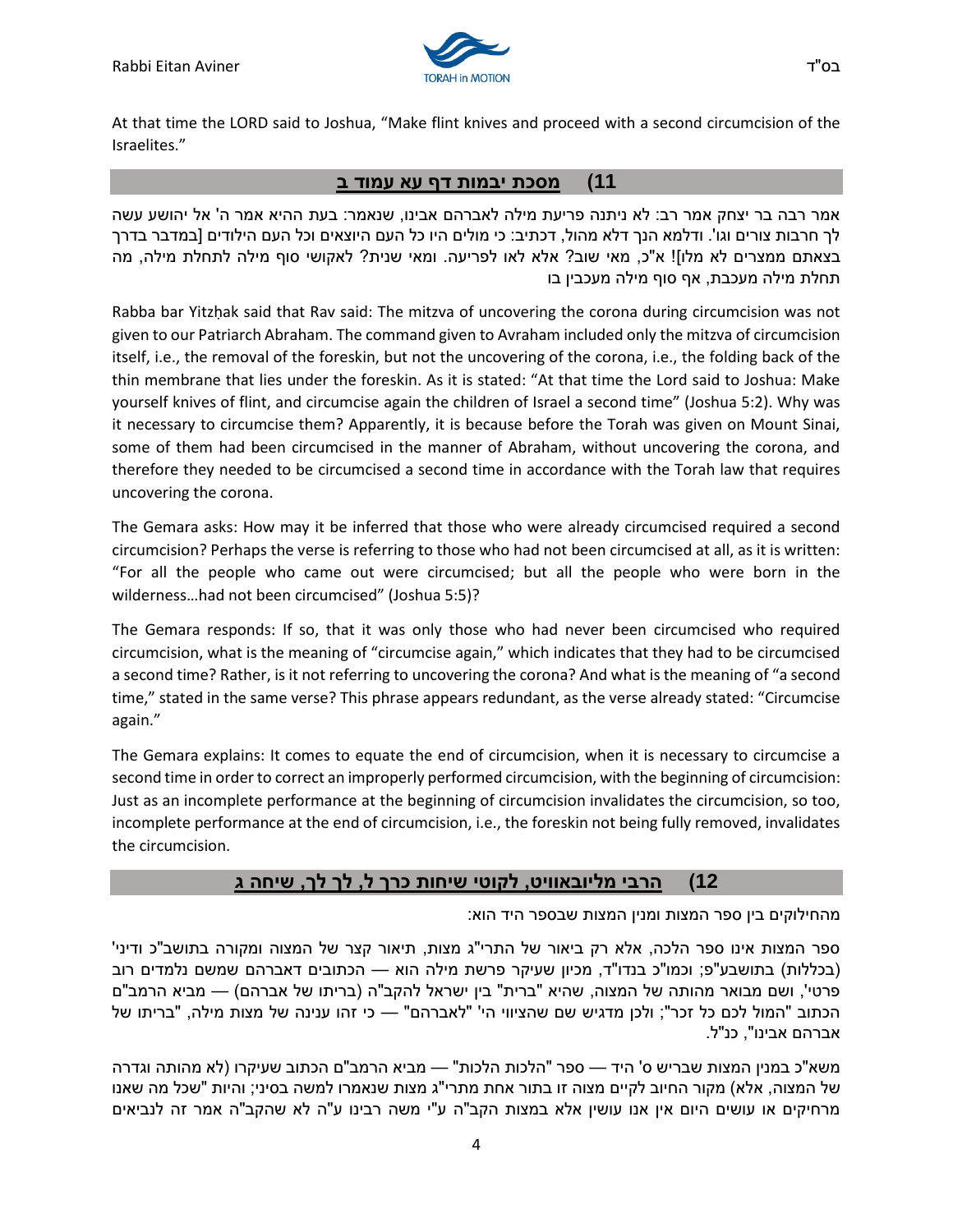At that time the LORD said to Joshua, "Make flint knives and proceed with a second circumcision of the Israelites."

## 11) מסכת יבמות דף עא עמוד ב

אמר רבה בר יצחק אמר רב: לא ניתנה פריעת מילה לאברהם אבינו, שנאמר: בעת ההיא אמר ה' אל יהושע עשה לך חרבות צורים וגו'. ודלמא הנך דלא מהול, דכתיב: כי מולים היו כל העם היוצאים וכל העם הילודים [במדבר בדרך בצאתם ממצרים לא מלו]! א"כ, מאי שוב? אלא לאו לפריעה. ומאי שנית? לאקושי סוף מילה לתחלת מילה, מה תחלת מילה מעכבת, אף סוף מילה מעכבין בו

Rabba bar Yitzḥak said that Rav said: The mitzva of uncovering the corona during circumcision was not given to our Patriarch Abraham. The command given to Avraham included only the mitzva of circumcision itself, i.e., the removal of the foreskin, but not the uncovering of the corona, i.e., the folding back of the thin membrane that lies under the foreskin. As it is stated: "At that time the Lord said to Joshua: Make yourself knives of flint, and circumcise again the children of Israel a second time" (Joshua 5:2). Why was it necessary to circumcise them? Apparently, it is because before the Torah was given on Mount Sinai, some of them had been circumcised in the manner of Abraham, without uncovering the corona, and therefore they needed to be circumcised a second time in accordance with the Torah law that requires uncovering the corona.

The Gemara asks: How may it be inferred that those who were already circumcised required a second circumcision? Perhaps the verse is referring to those who had not been circumcised at all, as it is written: "For all the people who came out were circumcised; but all the people who were born in the wilderness…had not been circumcised" (Joshua 5:5)?

The Gemara responds: If so, that it was only those who had never been circumcised who required circumcision, what is the meaning of "circumcise again," which indicates that they had to be circumcised a second time? Rather, is it not referring to uncovering the corona? And what is the meaning of "a second time," stated in the same verse? This phrase appears redundant, as the verse already stated: "Circumcise again."

The Gemara explains: It comes to equate the end of circumcision, when it is necessary to circumcise a second time in order to correct an improperly performed circumcision, with the beginning of circumcision: Just as an incomplete performance at the beginning of circumcision invalidates the circumcision, so too, incomplete performance at the end of circumcision, i.e., the foreskin not being fully removed, invalidates the circumcision.

## 12) הרבי מליובאוויט, לקוטי שיחות כרך ל, לך לך, שיחה ג

מהחילוקים בין ספר המצות ומנין המצות שבספר היד הוא:

ספר המצות אינו ספר הלכה, אלא רק ביאור של התרי"ג מצות, תיאור קצר של המצוה ומקורה בתושב"כ ודיני' (בכללות) בתושבע"פ; וכמו"כ בנדו"ד, מכיון שעיקר פרשת מילה הוא — הכתובים דאברהם שמשם נלמדים רוב פרטי', ושם מבואר מהותה של המצוה, שהיא "ברית" בין ישראל להקב"ה (בריתו של אברהם) — מביא הרמב"ם הכתוב "המול לכם כל זכר"; ולכן מדגיש שם שהציווי הי' "לאברהם" — כי זהו ענינה של מצות מילה, "בריתו של אברהם אבינו", כנ"ל.

משא"כ במנין המצות שבריש ס' היד — ספר "הלכות הלכות" — מביא הרמב"ם הכתוב שעיקרו (לא מהותה וגדרה של המצוה, אלא) מקור החיוב לקיים מצוה זו בתור אחת מתרי"ג מצות שנאמרו למשה בסיני; והיות "שכל מה שאנו מרחיקים או עושים היום אין אנו עושין אלא במצות הקב"ה ע"י משה רבינו ע"ה לא שהקב"ה אמר זה לנביאים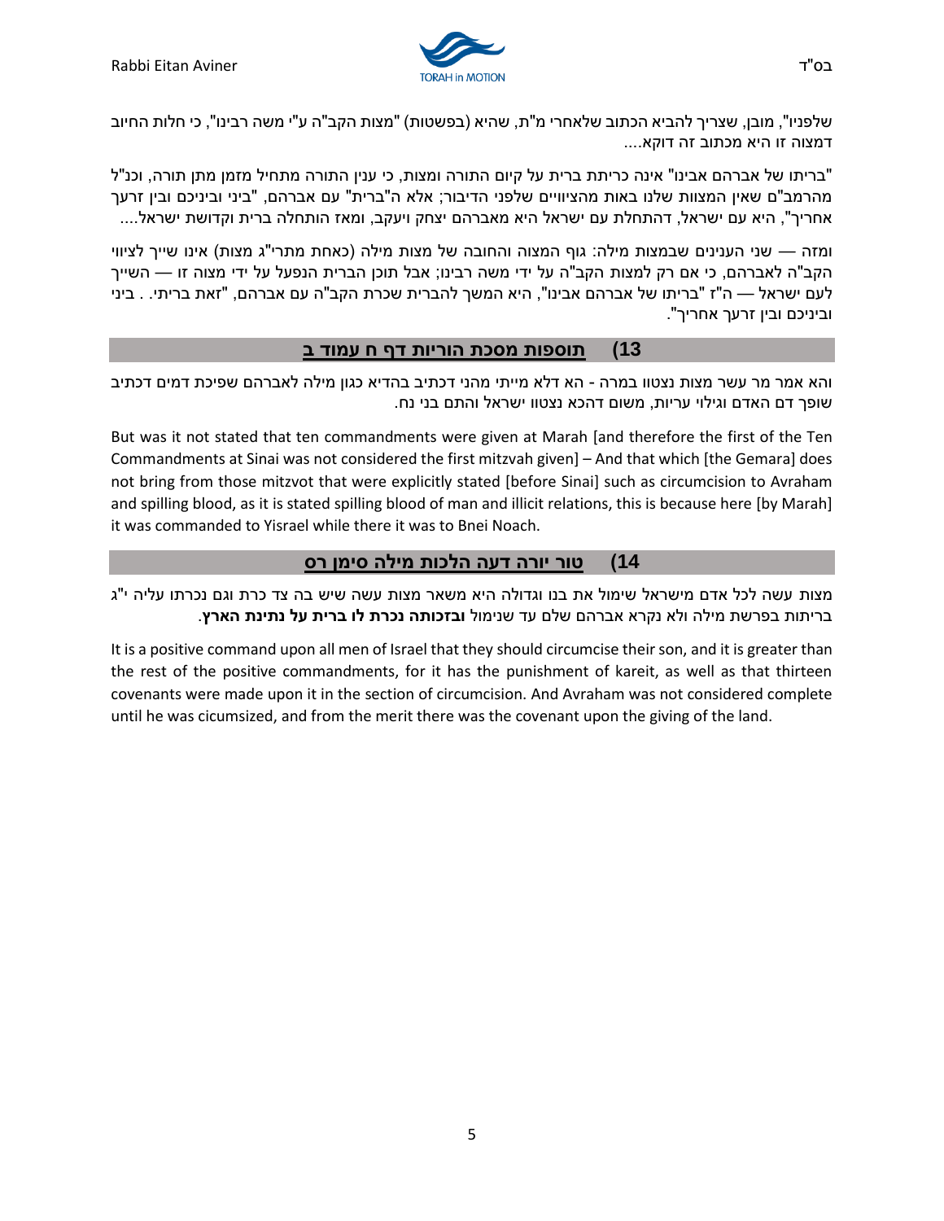שלפניו", מובן, שצריך להביא הכתוב שלאחרי מ"ת, שהיא (בפשטות) "מצות הקב"ה ע"י משה רבינו", כי חלות החיוב דמצוה זו היא מכתוב זה דוקא....

"בריתו של אברהם אבינו" אינה כריתת ברית על קיום התורה ומצות, כי ענין התורה מתחיל מזמן מתן תורה, וכנ"ל מהרמב"ם שאין המצוות שלנו באות מהציוויים שלפני הדיבור; אלא ה"ברית" עם אברהם, "ביני וביניכם ובין זרעך אחריך", היא עם ישראל, דהתחלת עם ישראל היא מאברהם יצחק ויעקב, ומאז הותחלה ברית וקדושת ישראל....

ומזה — שני הענינים שבמצות מילה: גוף המצוה והחובה של מצות מילה (כאחת מתרי"ג מצות) אינו שייך לציווי הקב"ה לאברהם, כי אם רק למצות הקב"ה על ידי משה רבינו; אבל תוכן הברית הנפעל על ידי מצוה זו — השייך לעם ישראל — ה"ז "בריתו של אברהם אבינו", היא המשך להברית שכרת הקב"ה עם אברהם, "זאת בריתי. . ביני וביניכם ובין זרעך אחריך".

## 13) תוספות מסכת הוריות דף ח עמוד ב

והא אמר מר עשר מצות נצטוו במרה - הא דלא מייתי מהני דכתיב בהדיא כגון מילה לאברהם שפיכת דמים דכתיב שופך דם האדם וגילוי עריות, משום דהכא נצטוו ישראל והתם בני נח.

But was it not stated that ten commandments were given at Marah [and therefore the first of the Ten Commandments at Sinai was not considered the first mitzvah given] – And that which [the Gemara] does not bring from those mitzvot that were explicitly stated [before Sinai] such as circumcision to Avraham and spilling blood, as it is stated spilling blood of man and illicit relations, this is because here [by Marah] it was commanded to Yisrael while there it was to Bnei Noach.

## 14) טור יורה דעה הלכות מילה סימן רס

מצות עשה לכל אדם מישראל שימול את בנו וגדולה היא משאר מצות עשה שיש בה צד כרת וגם נכרתו עליה י"ג בריתות בפרשת מילה ולא נקרא אברהם שלם עד שנימול **ובזכותה נכרת לו ברית על נתינת הארץ**.

It is a positive command upon all men of Israel that they should circumcise their son, and it is greater than the rest of the positive commandments, for it has the punishment of kareit, as well as that thirteen covenants were made upon it in the section of circumcision. And Avraham was not considered complete until he was cicumsized, and from the merit there was the covenant upon the giving of the land.